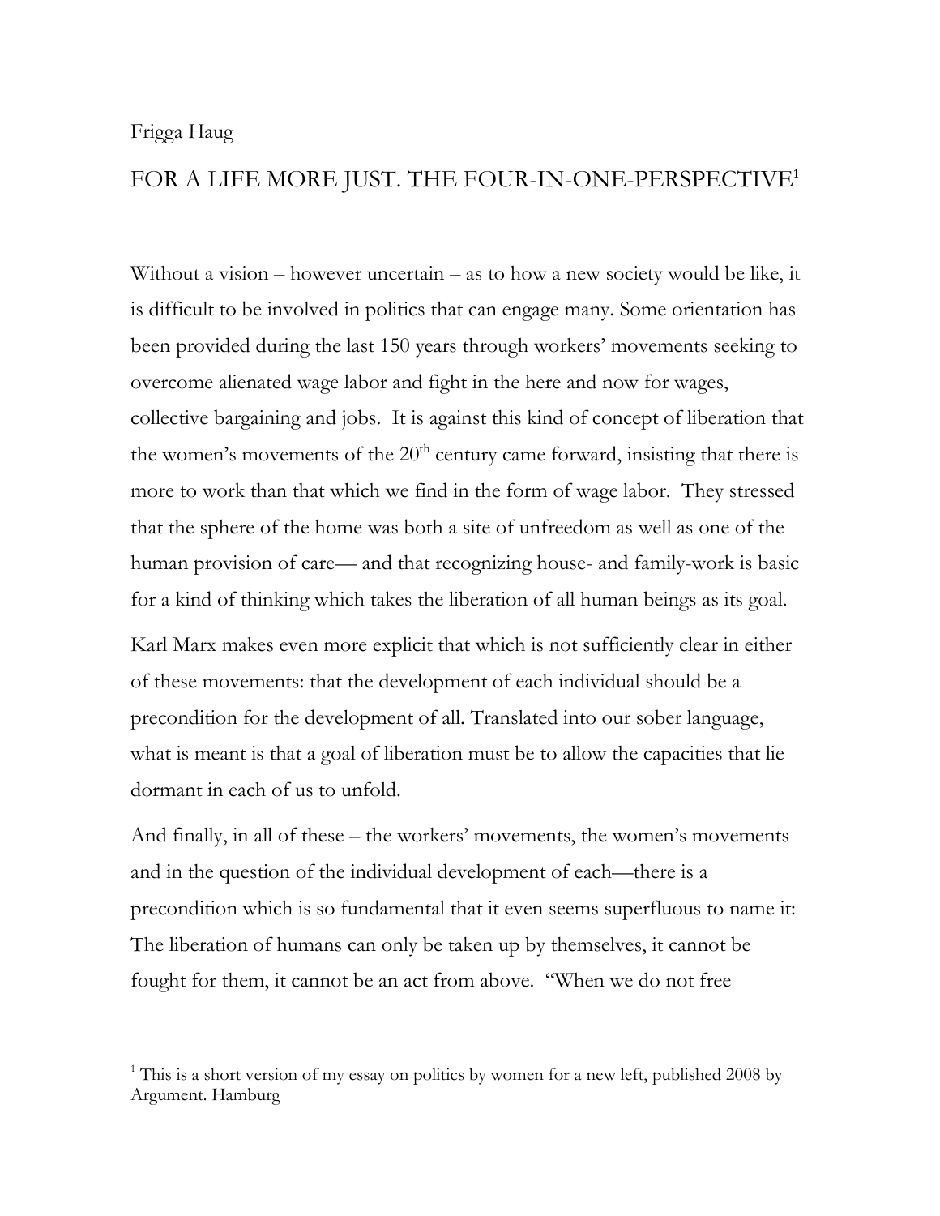Frigga Haug

# FOR A LIFE MORE JUST. THE FOUR-IN-ONE-PERSPECTIVE[1]

Without a vision – however uncertain – as to how a new society would be like, it is difficult to be involved in politics that can engage many. Some orientation has been provided during the last 150 years through workers' movements seeking to overcome alienated wage labor and fight in the here and now for wages, collective bargaining and jobs. It is against this kind of concept of liberation that the women's movements of the 20th century came forward, insisting that there is more to work than that which we find in the form of wage labor. They stressed that the sphere of the home was both a site of unfreedom as well as one of the human provision of care— and that recognizing house- and family-work is basic for a kind of thinking which takes the liberation of all human beings as its goal.

Karl Marx makes even more explicit that which is not sufficiently clear in either of these movements: that the development of each individual should be a precondition for the development of all. Translated into our sober language, what is meant is that a goal of liberation must be to allow the capacities that lie dormant in each of us to unfold.

And finally, in all of these – the workers' movements, the women's movements and in the question of the individual development of each—there is a precondition which is so fundamental that it even seems superfluous to name it: The liberation of humans can only be taken up by themselves, it cannot be fought for them, it cannot be an act from above. "When we do not free

[1] This is a short version of my essay on politics by women for a new left, published 2008 by Argument. Hamburg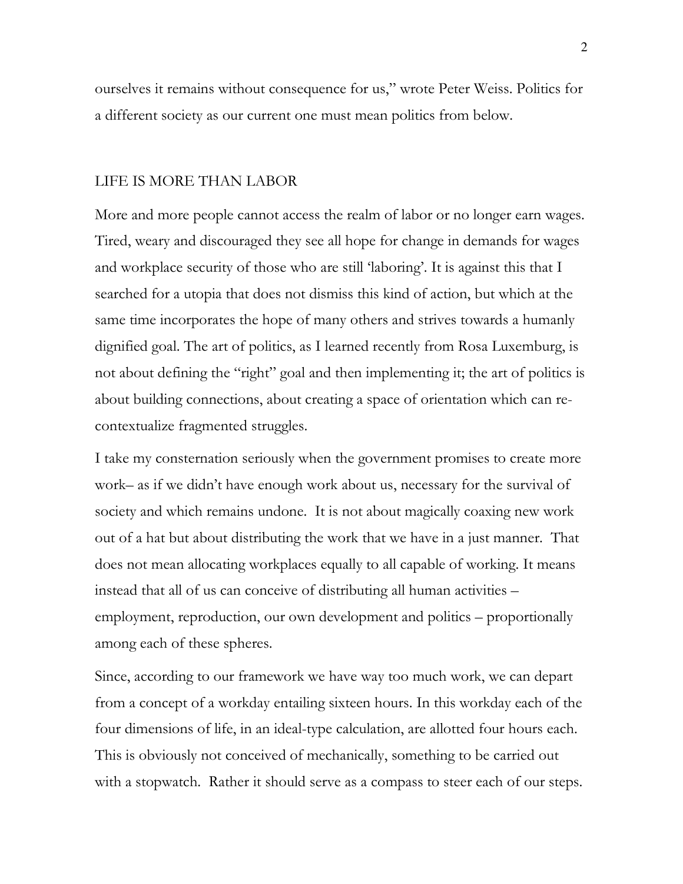ourselves it remains without consequence for us," wrote Peter Weiss. Politics for a different society as our current one must mean politics from below.

## LIFE IS MORE THAN LABOR

More and more people cannot access the realm of labor or no longer earn wages. Tired, weary and discouraged they see all hope for change in demands for wages and workplace security of those who are still 'laboring'. It is against this that I searched for a utopia that does not dismiss this kind of action, but which at the same time incorporates the hope of many others and strives towards a humanly dignified goal. The art of politics, as I learned recently from Rosa Luxemburg, is not about defining the "right" goal and then implementing it; the art of politics is about building connections, about creating a space of orientation which can re-contextualize fragmented struggles.

I take my consternation seriously when the government promises to create more work– as if we didn't have enough work about us, necessary for the survival of society and which remains undone. It is not about magically coaxing new work out of a hat but about distributing the work that we have in a just manner. That does not mean allocating workplaces equally to all capable of working. It means instead that all of us can conceive of distributing all human activities – employment, reproduction, our own development and politics – proportionally among each of these spheres.

Since, according to our framework we have way too much work, we can depart from a concept of a workday entailing sixteen hours. In this workday each of the four dimensions of life, in an ideal-type calculation, are allotted four hours each. This is obviously not conceived of mechanically, something to be carried out with a stopwatch. Rather it should serve as a compass to steer each of our steps.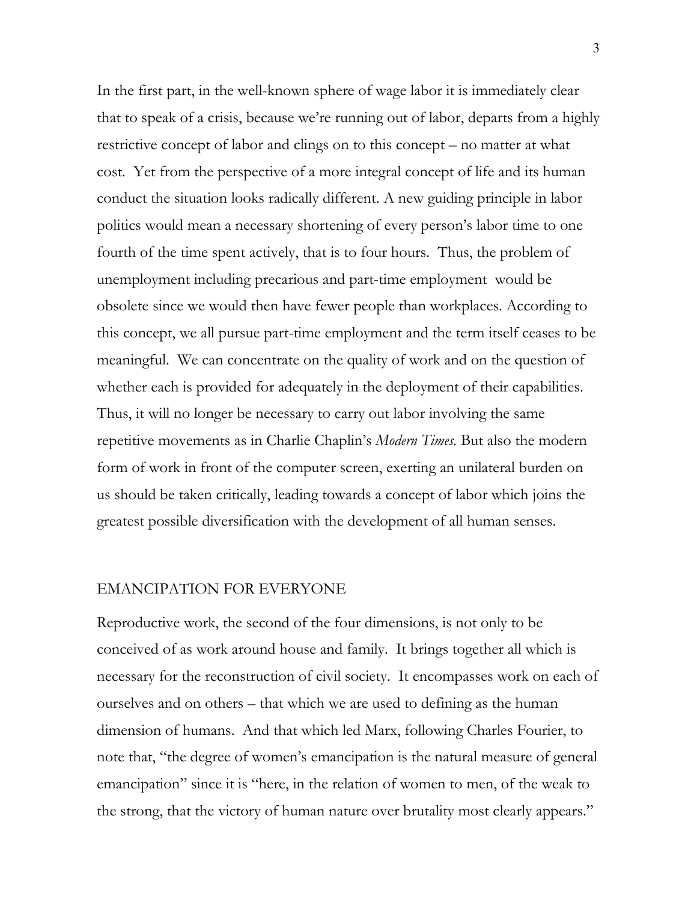In the first part, in the well-known sphere of wage labor it is immediately clear that to speak of a crisis, because we're running out of labor, departs from a highly restrictive concept of labor and clings on to this concept – no matter at what cost. Yet from the perspective of a more integral concept of life and its human conduct the situation looks radically different. A new guiding principle in labor politics would mean a necessary shortening of every person's labor time to one fourth of the time spent actively, that is to four hours. Thus, the problem of unemployment including precarious and part-time employment would be obsolete since we would then have fewer people than workplaces. According to this concept, we all pursue part-time employment and the term itself ceases to be meaningful. We can concentrate on the quality of work and on the question of whether each is provided for adequately in the deployment of their capabilities. Thus, it will no longer be necessary to carry out labor involving the same repetitive movements as in Charlie Chaplin's *Modern Times*. But also the modern form of work in front of the computer screen, exerting an unilateral burden on us should be taken critically, leading towards a concept of labor which joins the greatest possible diversification with the development of all human senses.

## EMANCIPATION FOR EVERYONE

Reproductive work, the second of the four dimensions, is not only to be conceived of as work around house and family. It brings together all which is necessary for the reconstruction of civil society. It encompasses work on each of ourselves and on others – that which we are used to defining as the human dimension of humans. And that which led Marx, following Charles Fourier, to note that, "the degree of women's emancipation is the natural measure of general emancipation" since it is "here, in the relation of women to men, of the weak to the strong, that the victory of human nature over brutality most clearly appears."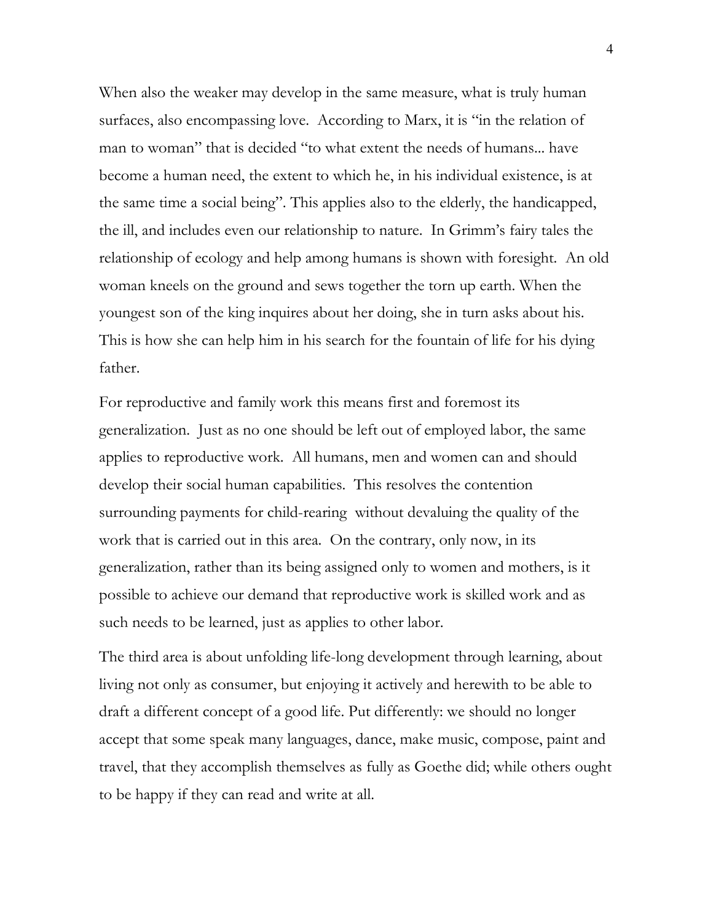When also the weaker may develop in the same measure, what is truly human surfaces, also encompassing love. According to Marx, it is "in the relation of man to woman" that is decided "to what extent the needs of humans... have become a human need, the extent to which he, in his individual existence, is at the same time a social being". This applies also to the elderly, the handicapped, the ill, and includes even our relationship to nature. In Grimm's fairy tales the relationship of ecology and help among humans is shown with foresight. An old woman kneels on the ground and sews together the torn up earth. When the youngest son of the king inquires about her doing, she in turn asks about his. This is how she can help him in his search for the fountain of life for his dying father.

For reproductive and family work this means first and foremost its generalization. Just as no one should be left out of employed labor, the same applies to reproductive work. All humans, men and women can and should develop their social human capabilities. This resolves the contention surrounding payments for child-rearing without devaluing the quality of the work that is carried out in this area. On the contrary, only now, in its generalization, rather than its being assigned only to women and mothers, is it possible to achieve our demand that reproductive work is skilled work and as such needs to be learned, just as applies to other labor.

The third area is about unfolding life-long development through learning, about living not only as consumer, but enjoying it actively and herewith to be able to draft a different concept of a good life. Put differently: we should no longer accept that some speak many languages, dance, make music, compose, paint and travel, that they accomplish themselves as fully as Goethe did; while others ought to be happy if they can read and write at all.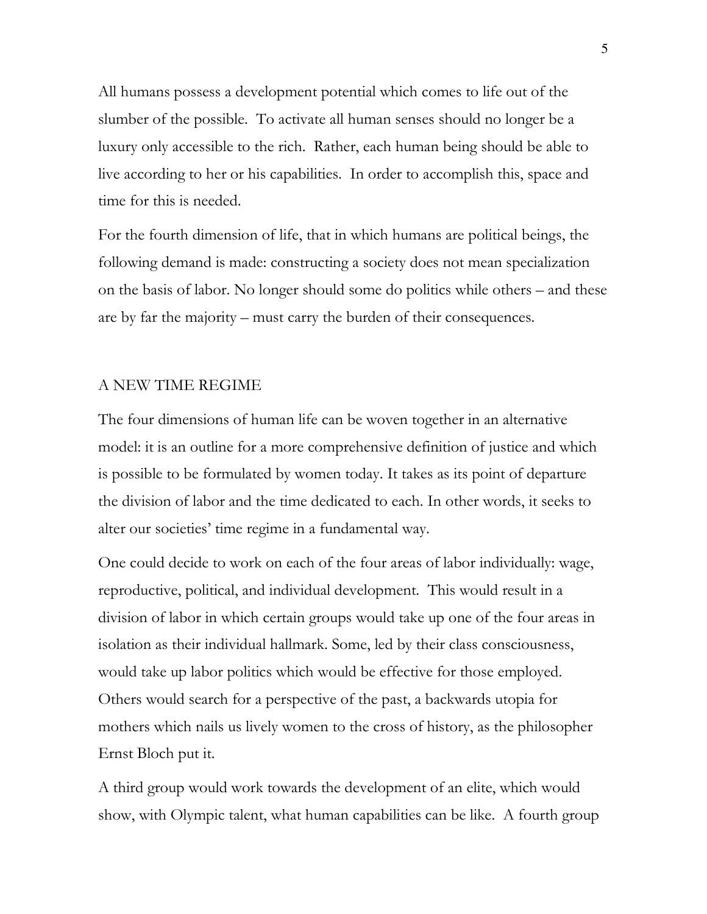All humans possess a development potential which comes to life out of the slumber of the possible. To activate all human senses should no longer be a luxury only accessible to the rich. Rather, each human being should be able to live according to her or his capabilities. In order to accomplish this, space and time for this is needed.

For the fourth dimension of life, that in which humans are political beings, the following demand is made: constructing a society does not mean specialization on the basis of labor. No longer should some do politics while others – and these are by far the majority – must carry the burden of their consequences.

## A NEW TIME REGIME

The four dimensions of human life can be woven together in an alternative model: it is an outline for a more comprehensive definition of justice and which is possible to be formulated by women today. It takes as its point of departure the division of labor and the time dedicated to each. In other words, it seeks to alter our societies' time regime in a fundamental way.

One could decide to work on each of the four areas of labor individually: wage, reproductive, political, and individual development. This would result in a division of labor in which certain groups would take up one of the four areas in isolation as their individual hallmark. Some, led by their class consciousness, would take up labor politics which would be effective for those employed. Others would search for a perspective of the past, a backwards utopia for mothers which nails us lively women to the cross of history, as the philosopher Ernst Bloch put it.

A third group would work towards the development of an elite, which would show, with Olympic talent, what human capabilities can be like. A fourth group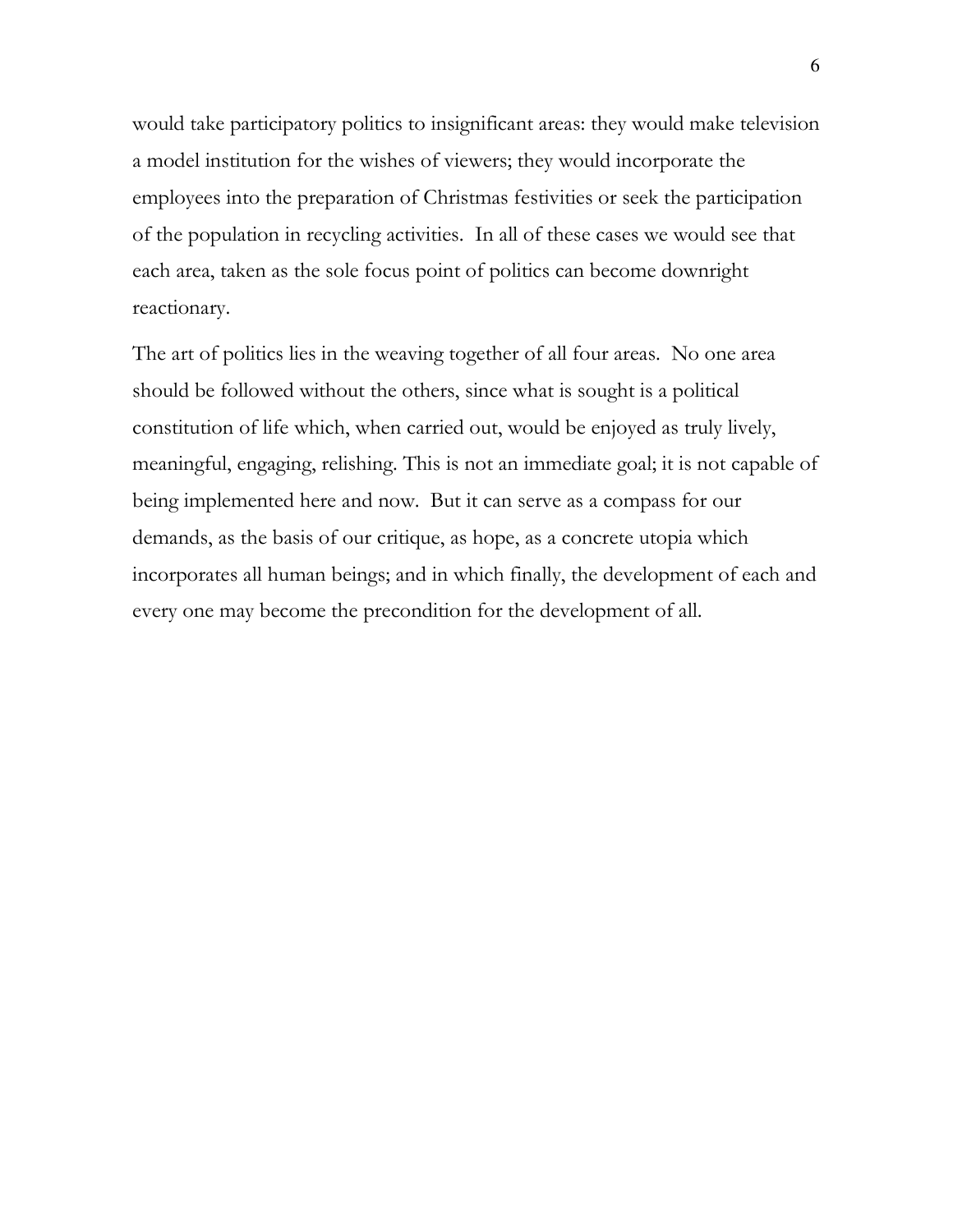would take participatory politics to insignificant areas: they would make television a model institution for the wishes of viewers; they would incorporate the employees into the preparation of Christmas festivities or seek the participation of the population in recycling activities. In all of these cases we would see that each area, taken as the sole focus point of politics can become downright reactionary.

The art of politics lies in the weaving together of all four areas. No one area should be followed without the others, since what is sought is a political constitution of life which, when carried out, would be enjoyed as truly lively, meaningful, engaging, relishing. This is not an immediate goal; it is not capable of being implemented here and now. But it can serve as a compass for our demands, as the basis of our critique, as hope, as a concrete utopia which incorporates all human beings; and in which finally, the development of each and every one may become the precondition for the development of all.